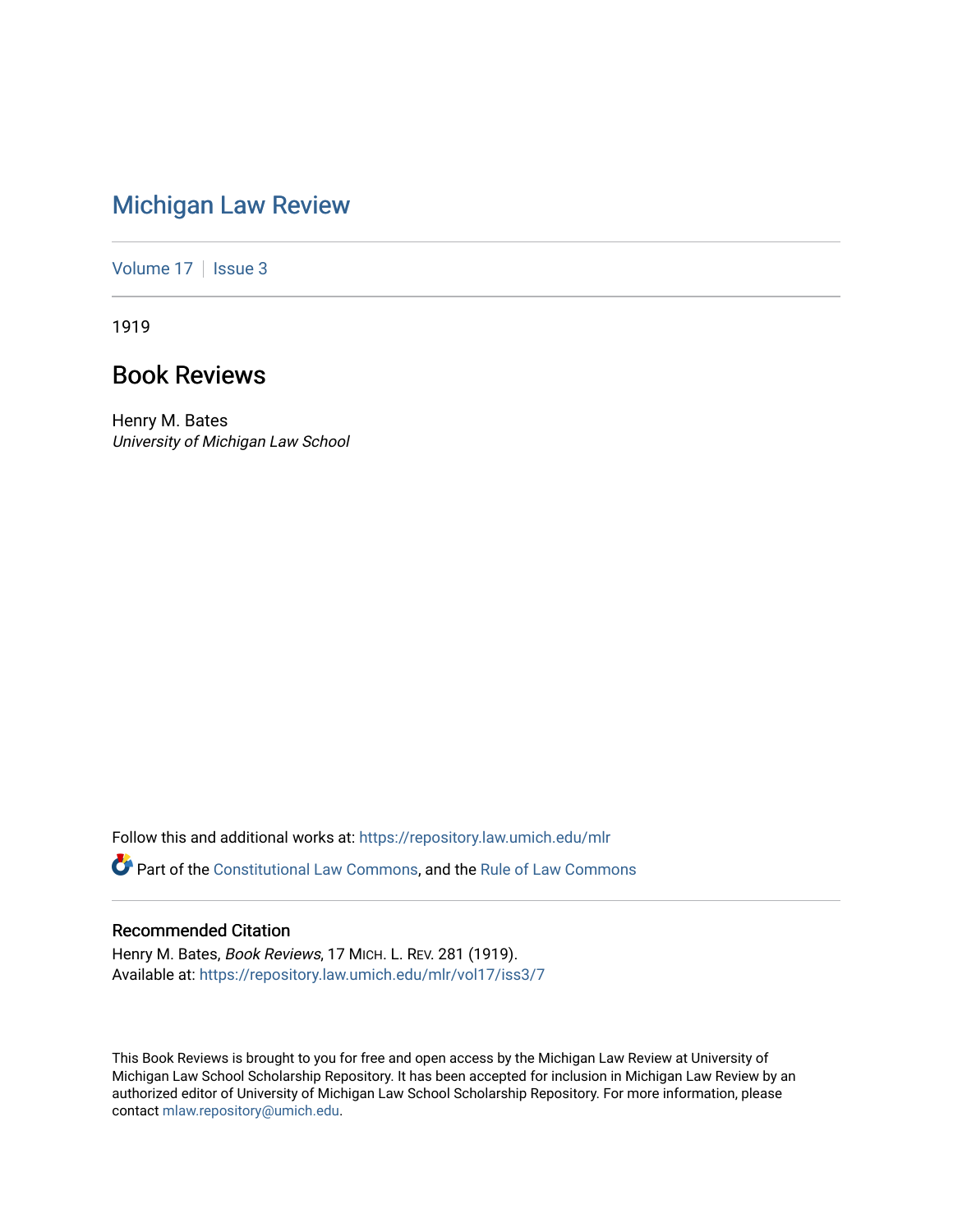# Michigan Law Review

Volume 17 | Issue 3

1919

## Book Reviews

Henry M. Bates
*University of Michigan Law School*

Follow this and additional works at: https://repository.law.umich.edu/mlr

Part of the Constitutional Law Commons, and the Rule of Law Commons

### Recommended Citation

Henry M. Bates, *Book Reviews*, 17 MICH. L. REV. 281 (1919).
Available at: https://repository.law.umich.edu/mlr/vol17/iss3/7

This Book Reviews is brought to you for free and open access by the Michigan Law Review at University of Michigan Law School Scholarship Repository. It has been accepted for inclusion in Michigan Law Review by an authorized editor of University of Michigan Law School Scholarship Repository. For more information, please contact mlaw.repository@umich.edu.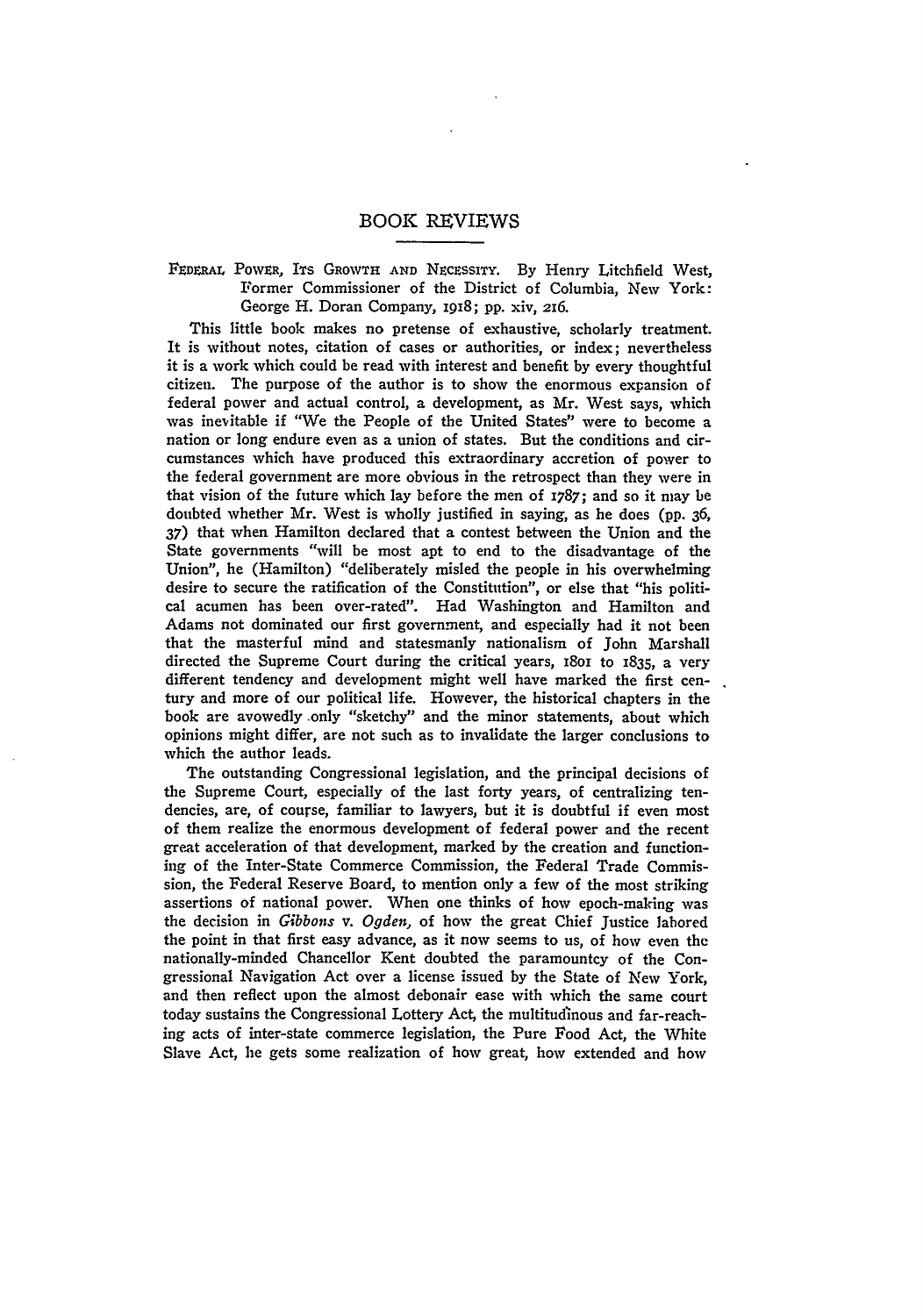## BOOK REVIEWS

FEDERAL POWER, ITS GROWTH AND NECESSITY. By Henry Litchfield West, Former Commissioner of the District of Columbia, New York: George H. Doran Company, 1918; pp. xiv, 216.

This little book makes no pretense of exhaustive, scholarly treatment. It is without notes, citation of cases or authorities, or index; nevertheless it is a work which could be read with interest and benefit by every thoughtful citizen. The purpose of the author is to show the enormous expansion of federal power and actual control, a development, as Mr. West says, which was inevitable if "We the People of the United States" were to become a nation or long endure even as a union of states. But the conditions and circumstances which have produced this extraordinary accretion of power to the federal government are more obvious in the retrospect than they were in that vision of the future which lay before the men of 1787; and so it may be doubted whether Mr. West is wholly justified in saying, as he does (pp. 36, 37) that when Hamilton declared that a contest between the Union and the State governments "will be most apt to end to the disadvantage of the Union", he (Hamilton) "deliberately misled the people in his overwhelming desire to secure the ratification of the Constitution", or else that "his political acumen has been over-rated". Had Washington and Hamilton and Adams not dominated our first government, and especially had it not been that the masterful mind and statesmanly nationalism of John Marshall directed the Supreme Court during the critical years, 1801 to 1835, a very different tendency and development might well have marked the first century and more of our political life. However, the historical chapters in the book are avowedly only "sketchy" and the minor statements, about which opinions might differ, are not such as to invalidate the larger conclusions to which the author leads.

The outstanding Congressional legislation, and the principal decisions of the Supreme Court, especially of the last forty years, of centralizing tendencies, are, of course, familiar to lawyers, but it is doubtful if even most of them realize the enormous development of federal power and the recent great acceleration of that development, marked by the creation and functioning of the Inter-State Commerce Commission, the Federal Trade Commission, the Federal Reserve Board, to mention only a few of the most striking assertions of national power. When one thinks of how epoch-making was the decision in *Gibbons* v. *Ogden*, of how the great Chief Justice labored the point in that first easy advance, as it now seems to us, of how even the nationally-minded Chancellor Kent doubted the paramountcy of the Congressional Navigation Act over a license issued by the State of New York, and then reflect upon the almost debonair ease with which the same court today sustains the Congressional Lottery Act, the multitudinous and far-reaching acts of inter-state commerce legislation, the Pure Food Act, the White Slave Act, he gets some realization of how great, how extended and how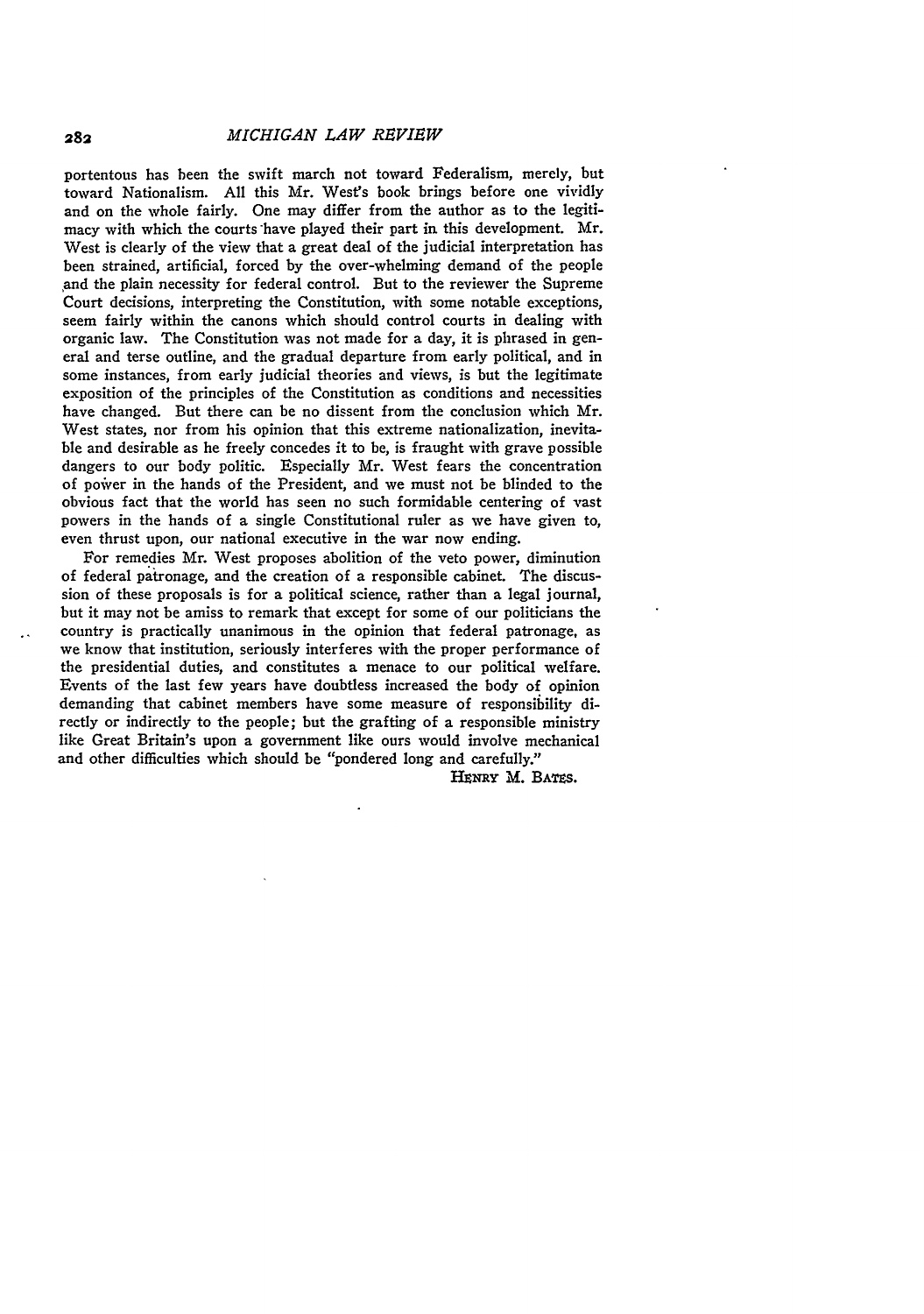portentous has been the swift march not toward Federalism, merely, but toward Nationalism. All this Mr. West's book brings before one vividly and on the whole fairly. One may differ from the author as to the legitimacy with which the courts have played their part in this development. Mr. West is clearly of the view that a great deal of the judicial interpretation has been strained, artificial, forced by the over-whelming demand of the people and the plain necessity for federal control. But to the reviewer the Supreme Court decisions, interpreting the Constitution, with some notable exceptions, seem fairly within the canons which should control courts in dealing with organic law. The Constitution was not made for a day, it is phrased in general and terse outline, and the gradual departure from early political, and in some instances, from early judicial theories and views, is but the legitimate exposition of the principles of the Constitution as conditions and necessities have changed. But there can be no dissent from the conclusion which Mr. West states, nor from his opinion that this extreme nationalization, inevitable and desirable as he freely concedes it to be, is fraught with grave possible dangers to our body politic. Especially Mr. West fears the concentration of power in the hands of the President, and we must not be blinded to the obvious fact that the world has seen no such formidable centering of vast powers in the hands of a single Constitutional ruler as we have given to, even thrust upon, our national executive in the war now ending.

For remedies Mr. West proposes abolition of the veto power, diminution of federal patronage, and the creation of a responsible cabinet. The discussion of these proposals is for a political science, rather than a legal journal, but it may not be amiss to remark that except for some of our politicians the country is practically unanimous in the opinion that federal patronage, as we know that institution, seriously interferes with the proper performance of the presidential duties, and constitutes a menace to our political welfare. Events of the last few years have doubtless increased the body of opinion demanding that cabinet members have some measure of responsibility directly or indirectly to the people; but the grafting of a responsible ministry like Great Britain's upon a government like ours would involve mechanical and other difficulties which should be "pondered long and carefully."

HENRY M. BATES.